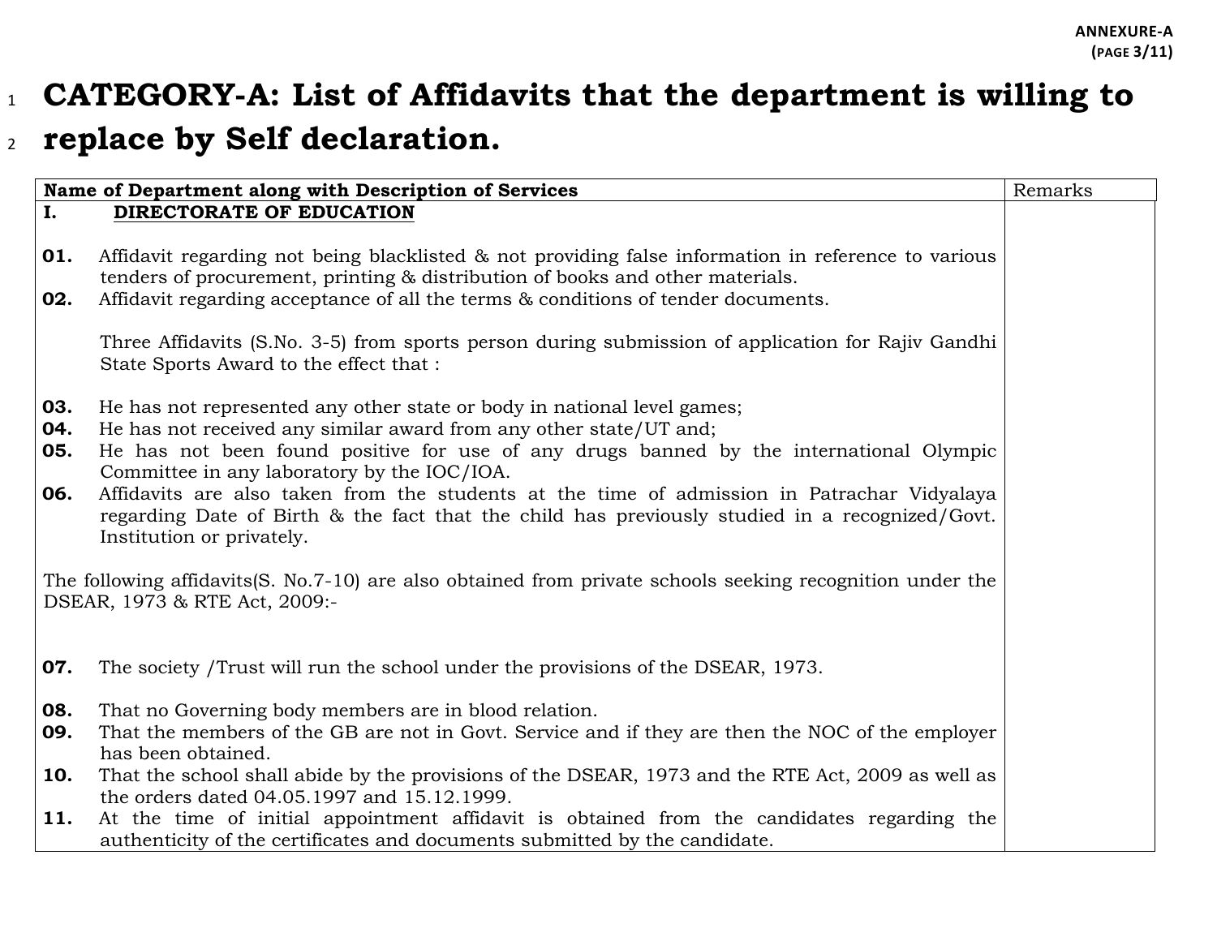# CATEGORY-A: List of Affidavits that the department is willing to replace by Self declaration.

| Name of Department along with Description of Services | Remarks |
|---|---|
| **I. DIRECTORATE OF EDUCATION** | |
| **01.** Affidavit regarding not being blacklisted & not providing false information in reference to various tenders of procurement, printing & distribution of books and other materials. | |
| **02.** Affidavit regarding acceptance of all the terms & conditions of tender documents. | |
| Three Affidavits (S.No. 3-5) from sports person during submission of application for Rajiv Gandhi State Sports Award to the effect that : | |
| **03.** He has not represented any other state or body in national level games; | |
| **04.** He has not received any similar award from any other state/UT and; | |
| **05.** He has not been found positive for use of any drugs banned by the international Olympic Committee in any laboratory by the IOC/IOA. | |
| **06.** Affidavits are also taken from the students at the time of admission in Patrachar Vidyalaya regarding Date of Birth & the fact that the child has previously studied in a recognized/Govt. Institution or privately. | |
| The following affidavits(S. No.7-10) are also obtained from private schools seeking recognition under the DSEAR, 1973 & RTE Act, 2009:- | |
| **07.** The society /Trust will run the school under the provisions of the DSEAR, 1973. | |
| **08.** That no Governing body members are in blood relation. | |
| **09.** That the members of the GB are not in Govt. Service and if they are then the NOC of the employer has been obtained. | |
| **10.** That the school shall abide by the provisions of the DSEAR, 1973 and the RTE Act, 2009 as well as the orders dated 04.05.1997 and 15.12.1999. | |
| **11.** At the time of initial appointment affidavit is obtained from the candidates regarding the authenticity of the certificates and documents submitted by the candidate. | |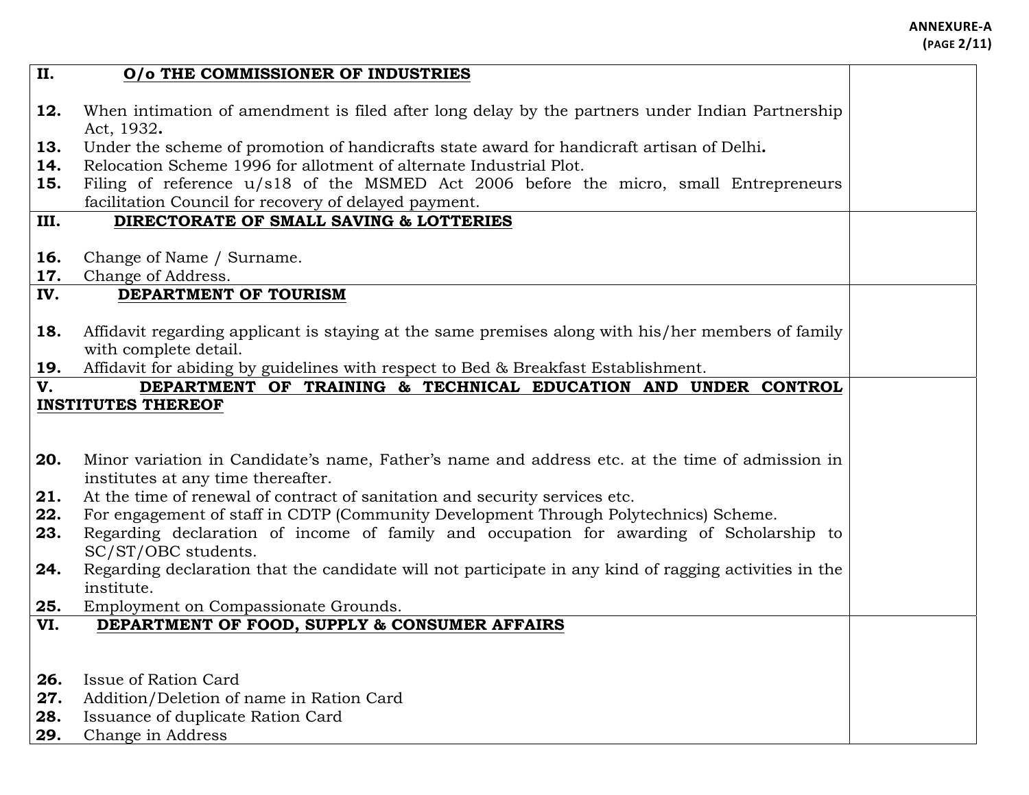ANNEXURE-A

| | |
|---|---|
| **II. O/o THE COMMISSIONER OF INDUSTRIES**<br><br>**12.** When intimation of amendment is filed after long delay by the partners under Indian Partnership Act, 1932**.**<br>**13.** Under the scheme of promotion of handicrafts state award for handicraft artisan of Delhi**.**<br>**14.** Relocation Scheme 1996 for allotment of alternate Industrial Plot.<br>**15.** Filing of reference u/s18 of the MSMED Act 2006 before the micro, small Entrepreneurs facilitation Council for recovery of delayed payment. | |
| **III. DIRECTORATE OF SMALL SAVING & LOTTERIES**<br><br>**16.** Change of Name / Surname.<br>**17.** Change of Address. | |
| **IV. DEPARTMENT OF TOURISM**<br><br>**18.** Affidavit regarding applicant is staying at the same premises along with his/her members of family with complete detail.<br>**19.** Affidavit for abiding by guidelines with respect to Bed & Breakfast Establishment. | |
| **V. DEPARTMENT OF TRAINING & TECHNICAL EDUCATION AND UNDER CONTROL INSTITUTES THEREOF**<br><br>**20.** Minor variation in Candidate's name, Father's name and address etc. at the time of admission in institutes at any time thereafter.<br>**21.** At the time of renewal of contract of sanitation and security services etc.<br>**22.** For engagement of staff in CDTP (Community Development Through Polytechnics) Scheme.<br>**23.** Regarding declaration of income of family and occupation for awarding of Scholarship to SC/ST/OBC students.<br>**24.** Regarding declaration that the candidate will not participate in any kind of ragging activities in the institute.<br>**25.** Employment on Compassionate Grounds. | |
| **VI. DEPARTMENT OF FOOD, SUPPLY & CONSUMER AFFAIRS**<br><br>**26.** Issue of Ration Card<br>**27.** Addition/Deletion of name in Ration Card<br>**28.** Issuance of duplicate Ration Card<br>**29.** Change in Address | |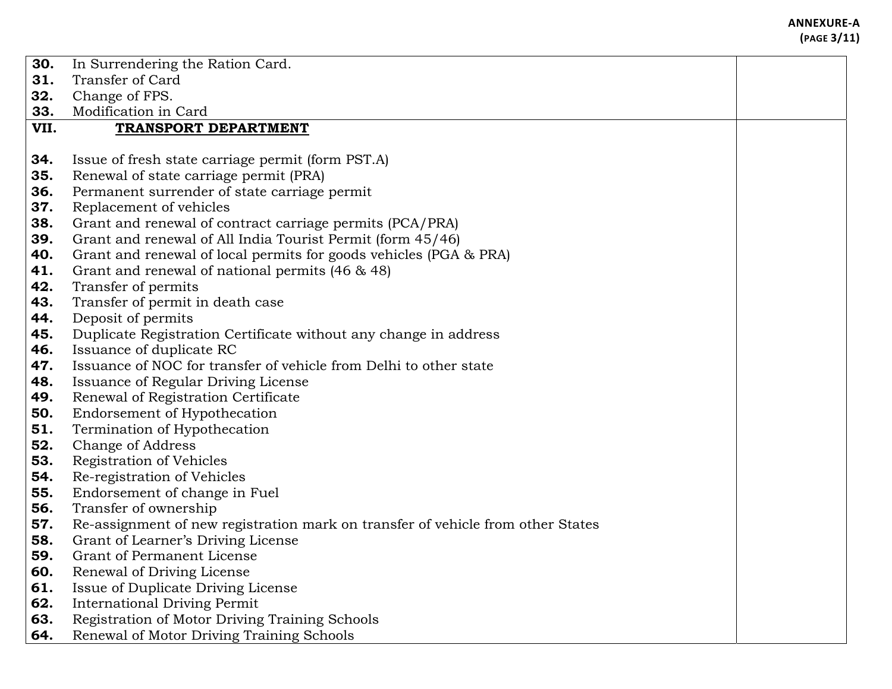ANNEXURE-A

| | | |
|---|---|---|
| **30.** | In Surrendering the Ration Card. | |
| **31.** | Transfer of Card | |
| **32.** | Change of FPS. | |
| **33.** | Modification in Card | |
| **VII.** | **<u>TRANSPORT DEPARTMENT</u>** | |
| **34.** | Issue of fresh state carriage permit (form PST.A) | |
| **35.** | Renewal of state carriage permit (PRA) | |
| **36.** | Permanent surrender of state carriage permit | |
| **37.** | Replacement of vehicles | |
| **38.** | Grant and renewal of contract carriage permits (PCA/PRA) | |
| **39.** | Grant and renewal of All India Tourist Permit (form 45/46) | |
| **40.** | Grant and renewal of local permits for goods vehicles (PGA & PRA) | |
| **41.** | Grant and renewal of national permits (46 & 48) | |
| **42.** | Transfer of permits | |
| **43.** | Transfer of permit in death case | |
| **44.** | Deposit of permits | |
| **45.** | Duplicate Registration Certificate without any change in address | |
| **46.** | Issuance of duplicate RC | |
| **47.** | Issuance of NOC for transfer of vehicle from Delhi to other state | |
| **48.** | Issuance of Regular Driving License | |
| **49.** | Renewal of Registration Certificate | |
| **50.** | Endorsement of Hypothecation | |
| **51.** | Termination of Hypothecation | |
| **52.** | Change of Address | |
| **53.** | Registration of Vehicles | |
| **54.** | Re-registration of Vehicles | |
| **55.** | Endorsement of change in Fuel | |
| **56.** | Transfer of ownership | |
| **57.** | Re-assignment of new registration mark on transfer of vehicle from other States | |
| **58.** | Grant of Learner's Driving License | |
| **59.** | Grant of Permanent License | |
| **60.** | Renewal of Driving License | |
| **61.** | Issue of Duplicate Driving License | |
| **62.** | International Driving Permit | |
| **63.** | Registration of Motor Driving Training Schools | |
| **64.** | Renewal of Motor Driving Training Schools | |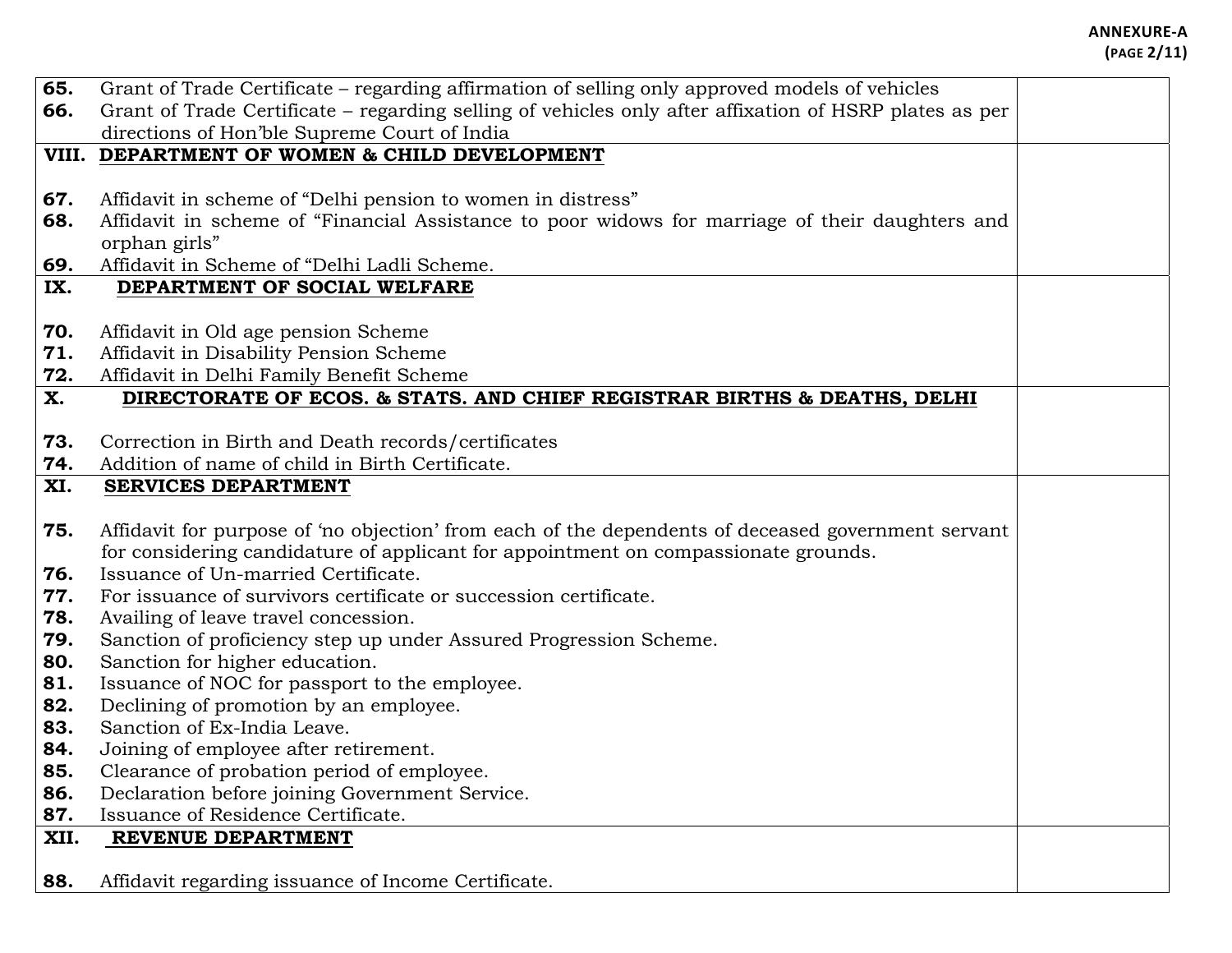ANNEXURE-A
(PAGE 2/11)

| | |
|---|---|
| **65.** Grant of Trade Certificate – regarding affirmation of selling only approved models of vehicles<br>**66.** Grant of Trade Certificate – regarding selling of vehicles only after affixation of HSRP plates as per directions of Hon'ble Supreme Court of India | |
| **VIII. DEPARTMENT OF WOMEN & CHILD DEVELOPMENT**<br><br>**67.** Affidavit in scheme of "Delhi pension to women in distress"<br>**68.** Affidavit in scheme of "Financial Assistance to poor widows for marriage of their daughters and orphan girls"<br>**69.** Affidavit in Scheme of "Delhi Ladli Scheme. | |
| **IX. DEPARTMENT OF SOCIAL WELFARE**<br><br>**70.** Affidavit in Old age pension Scheme<br>**71.** Affidavit in Disability Pension Scheme<br>**72.** Affidavit in Delhi Family Benefit Scheme | |
| **X. DIRECTORATE OF ECOS. & STATS. AND CHIEF REGISTRAR BIRTHS & DEATHS, DELHI**<br><br>**73.** Correction in Birth and Death records/certificates<br>**74.** Addition of name of child in Birth Certificate. | |
| **XI. SERVICES DEPARTMENT**<br><br>**75.** Affidavit for purpose of 'no objection' from each of the dependents of deceased government servant for considering candidature of applicant for appointment on compassionate grounds.<br>**76.** Issuance of Un-married Certificate.<br>**77.** For issuance of survivors certificate or succession certificate.<br>**78.** Availing of leave travel concession.<br>**79.** Sanction of proficiency step up under Assured Progression Scheme.<br>**80.** Sanction for higher education.<br>**81.** Issuance of NOC for passport to the employee.<br>**82.** Declining of promotion by an employee.<br>**83.** Sanction of Ex-India Leave.<br>**84.** Joining of employee after retirement.<br>**85.** Clearance of probation period of employee.<br>**86.** Declaration before joining Government Service.<br>**87.** Issuance of Residence Certificate. | |
| **XII. REVENUE DEPARTMENT**<br><br>**88.** Affidavit regarding issuance of Income Certificate. | |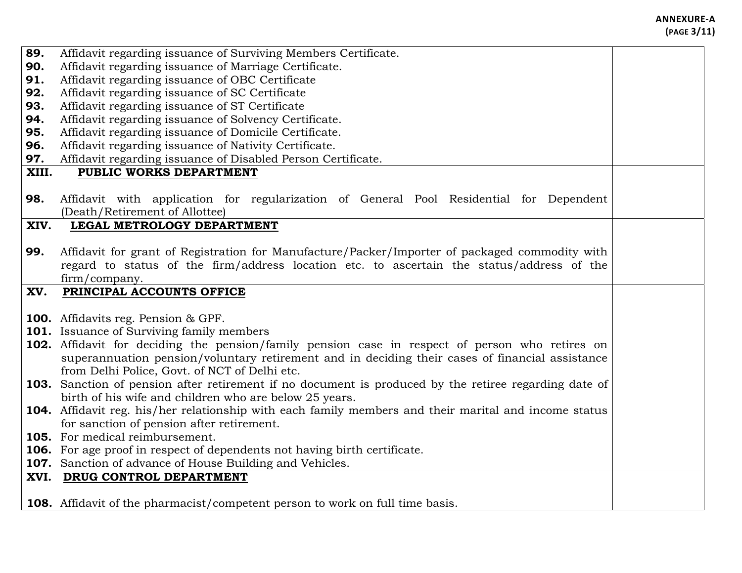ANNEXURE-A

| | |
|---|---|
| **89.** Affidavit regarding issuance of Surviving Members Certificate.<br>**90.** Affidavit regarding issuance of Marriage Certificate.<br>**91.** Affidavit regarding issuance of OBC Certificate<br>**92.** Affidavit regarding issuance of SC Certificate<br>**93.** Affidavit regarding issuance of ST Certificate<br>**94.** Affidavit regarding issuance of Solvency Certificate.<br>**95.** Affidavit regarding issuance of Domicile Certificate.<br>**96.** Affidavit regarding issuance of Nativity Certificate.<br>**97.** Affidavit regarding issuance of Disabled Person Certificate. | |
| **XIII. <u>PUBLIC WORKS DEPARTMENT</u>**<br><br>**98.** Affidavit with application for regularization of General Pool Residential for Dependent (Death/Retirement of Allottee) | |
| **XIV. <u>LEGAL METROLOGY DEPARTMENT</u>**<br><br>**99.** Affidavit for grant of Registration for Manufacture/Packer/Importer of packaged commodity with regard to status of the firm/address location etc. to ascertain the status/address of the firm/company. | |
| **XV. <u>PRINCIPAL ACCOUNTS OFFICE</u>**<br><br>**100.** Affidavits reg. Pension & GPF.<br>**101.** Issuance of Surviving family members<br>**102.** Affidavit for deciding the pension/family pension case in respect of person who retires on superannuation pension/voluntary retirement and in deciding their cases of financial assistance from Delhi Police, Govt. of NCT of Delhi etc.<br>**103.** Sanction of pension after retirement if no document is produced by the retiree regarding date of birth of his wife and children who are below 25 years.<br>**104.** Affidavit reg. his/her relationship with each family members and their marital and income status for sanction of pension after retirement.<br>**105.** For medical reimbursement.<br>**106.** For age proof in respect of dependents not having birth certificate.<br>**107.** Sanction of advance of House Building and Vehicles. | |
| **XVI. <u>DRUG CONTROL DEPARTMENT</u>**<br><br>**108.** Affidavit of the pharmacist/competent person to work on full time basis. | |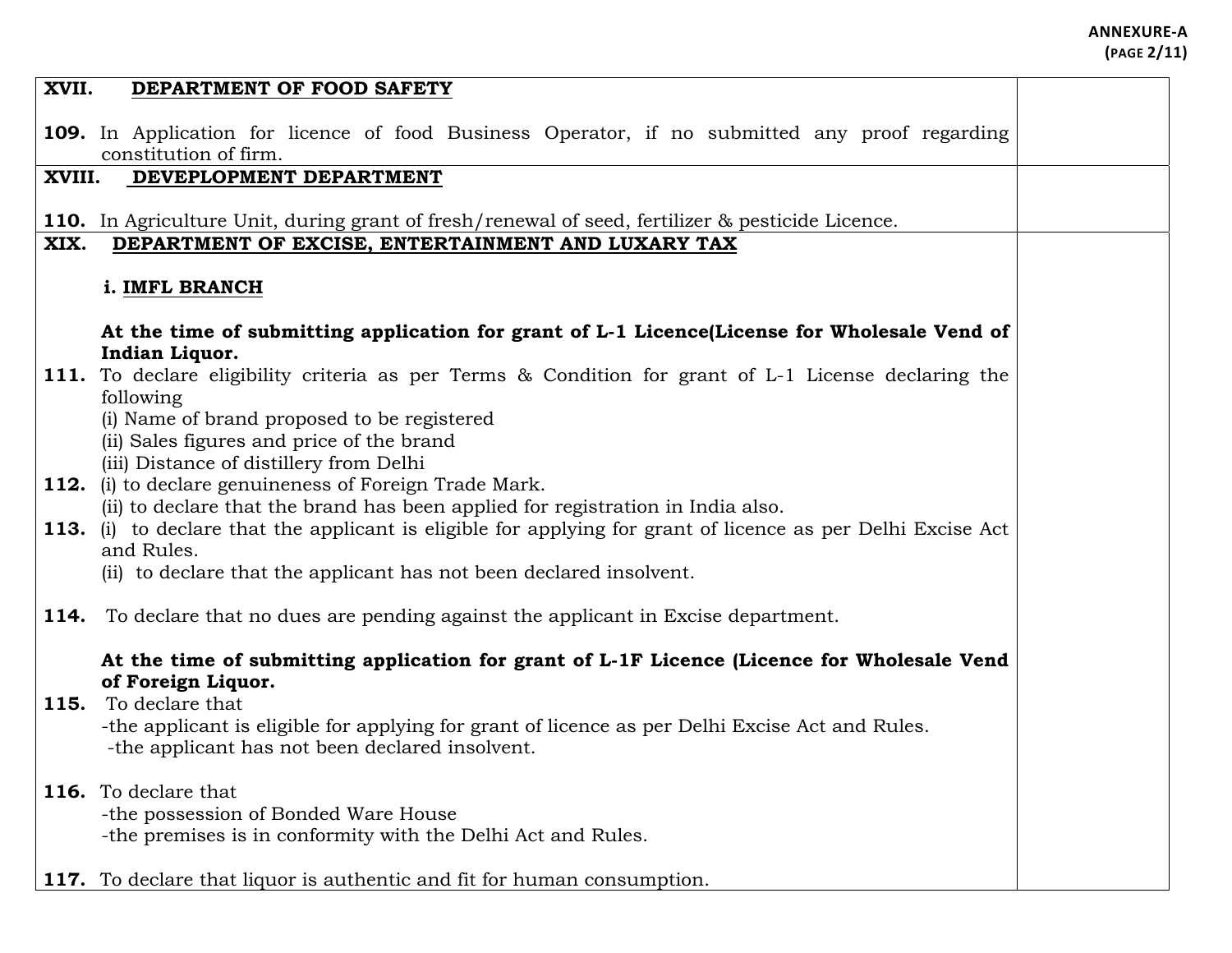ANNEXURE-A

| | |
|---|---|
| **XVII. DEPARTMENT OF FOOD SAFETY**<br><br>**109.** In Application for licence of food Business Operator, if no submitted any proof regarding constitution of firm. | |
| **XVIII. DEVEPLOPMENT DEPARTMENT**<br><br>**110.** In Agriculture Unit, during grant of fresh/renewal of seed, fertilizer & pesticide Licence. | |
| **XIX. DEPARTMENT OF EXCISE, ENTERTAINMENT AND LUXARY TAX**<br><br>**i. IMFL BRANCH**<br><br>**At the time of submitting application for grant of L-1 Licence(License for Wholesale Vend of Indian Liquor.**<br>**111.** To declare eligibility criteria as per Terms & Condition for grant of L-1 License declaring the following<br>(i) Name of brand proposed to be registered<br>(ii) Sales figures and price of the brand<br>(iii) Distance of distillery from Delhi<br>**112.** (i) to declare genuineness of Foreign Trade Mark.<br>(ii) to declare that the brand has been applied for registration in India also.<br>**113.** (i) to declare that the applicant is eligible for applying for grant of licence as per Delhi Excise Act and Rules.<br>(ii) to declare that the applicant has not been declared insolvent.<br><br>**114.** To declare that no dues are pending against the applicant in Excise department.<br><br>**At the time of submitting application for grant of L-1F Licence (Licence for Wholesale Vend of Foreign Liquor.**<br>**115.** To declare that<br>-the applicant is eligible for applying for grant of licence as per Delhi Excise Act and Rules.<br>-the applicant has not been declared insolvent.<br><br>**116.** To declare that<br>-the possession of Bonded Ware House<br>-the premises is in conformity with the Delhi Act and Rules.<br><br>**117.** To declare that liquor is authentic and fit for human consumption. | |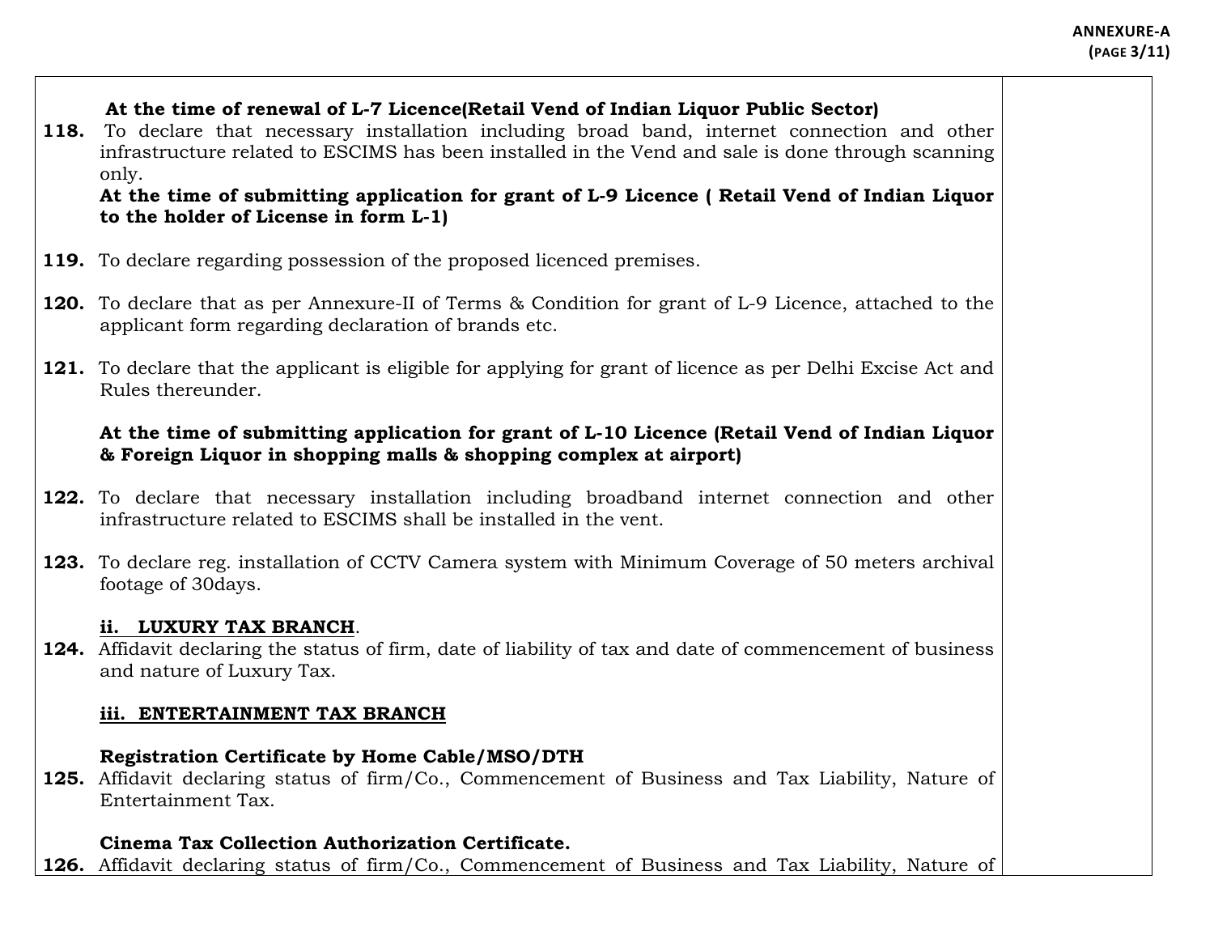**At the time of renewal of L-7 Licence(Retail Vend of Indian Liquor Public Sector)**

**118.** To declare that necessary installation including broad band, internet connection and other infrastructure related to ESCIMS has been installed in the Vend and sale is done through scanning only.

**At the time of submitting application for grant of L-9 Licence ( Retail Vend of Indian Liquor to the holder of License in form L-1)**

**119.** To declare regarding possession of the proposed licenced premises.

**120.** To declare that as per Annexure-II of Terms & Condition for grant of L-9 Licence, attached to the applicant form regarding declaration of brands etc.

**121.** To declare that the applicant is eligible for applying for grant of licence as per Delhi Excise Act and Rules thereunder.

**At the time of submitting application for grant of L-10 Licence (Retail Vend of Indian Liquor & Foreign Liquor in shopping malls & shopping complex at airport)**

**122.** To declare that necessary installation including broadband internet connection and other infrastructure related to ESCIMS shall be installed in the vent.

**123.** To declare reg. installation of CCTV Camera system with Minimum Coverage of 50 meters archival footage of 30days.

**ii. LUXURY TAX BRANCH**.

**124.** Affidavit declaring the status of firm, date of liability of tax and date of commencement of business and nature of Luxury Tax.

**iii. ENTERTAINMENT TAX BRANCH**

**Registration Certificate by Home Cable/MSO/DTH**

**125.** Affidavit declaring status of firm/Co., Commencement of Business and Tax Liability, Nature of Entertainment Tax.

**Cinema Tax Collection Authorization Certificate.**

**126.** Affidavit declaring status of firm/Co., Commencement of Business and Tax Liability, Nature of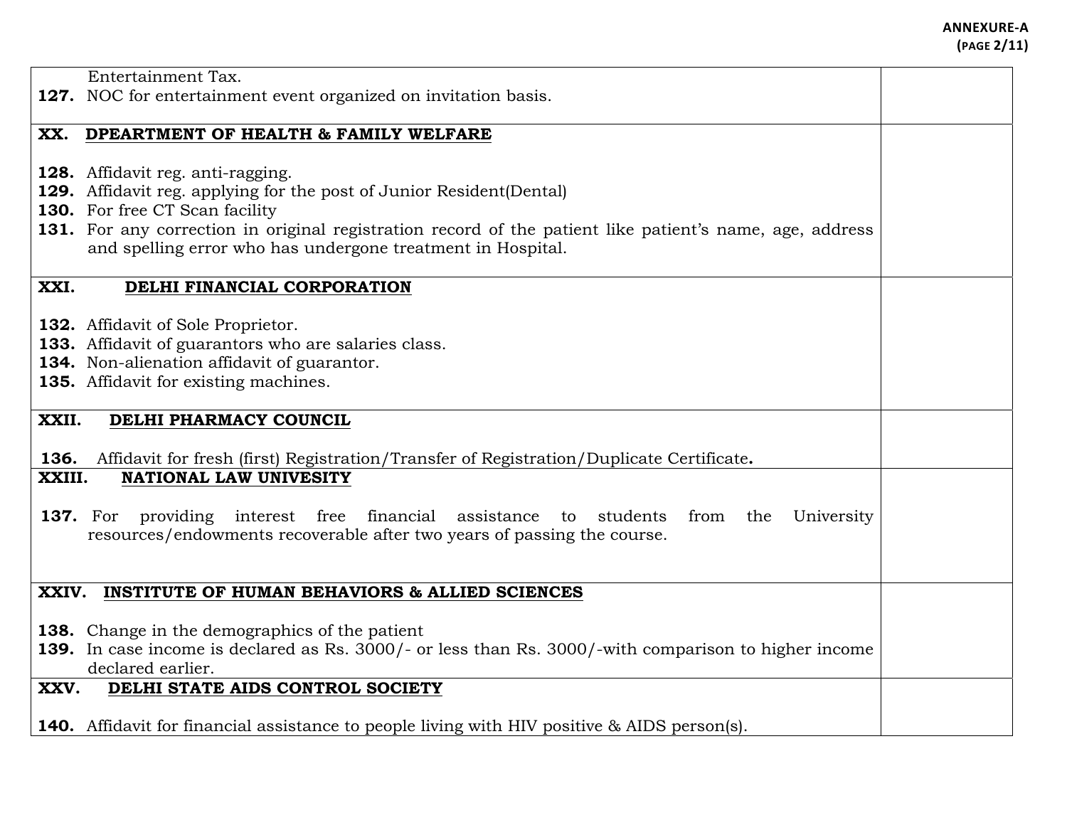| | |
|---|---|
| Entertainment Tax.<br>**127.** NOC for entertainment event organized on invitation basis. | |
| **XX. <u>DPEARTMENT OF HEALTH & FAMILY WELFARE</u>**<br><br>**128.** Affidavit reg. anti-ragging.<br>**129.** Affidavit reg. applying for the post of Junior Resident(Dental)<br>**130.** For free CT Scan facility<br>**131.** For any correction in original registration record of the patient like patient's name, age, address and spelling error who has undergone treatment in Hospital. | |
| **XXI. <u>DELHI FINANCIAL CORPORATION</u>**<br><br>**132.** Affidavit of Sole Proprietor.<br>**133.** Affidavit of guarantors who are salaries class.<br>**134.** Non-alienation affidavit of guarantor.<br>**135.** Affidavit for existing machines. | |
| **XXII. <u>DELHI PHARMACY COUNCIL</u>**<br><br>**136.** Affidavit for fresh (first) Registration/Transfer of Registration/Duplicate Certificate**.** | |
| **XXIII. <u>NATIONAL LAW UNIVESITY</u>**<br><br>**137.** For providing interest free financial assistance to students from the University resources/endowments recoverable after two years of passing the course. | |
| **XXIV. <u>INSTITUTE OF HUMAN BEHAVIORS & ALLIED SCIENCES</u>**<br><br>**138.** Change in the demographics of the patient<br>**139.** In case income is declared as Rs. 3000/- or less than Rs. 3000/-with comparison to higher income declared earlier. | |
| **XXV. <u>DELHI STATE AIDS CONTROL SOCIETY</u>**<br><br>**140.** Affidavit for financial assistance to people living with HIV positive & AIDS person(s). | |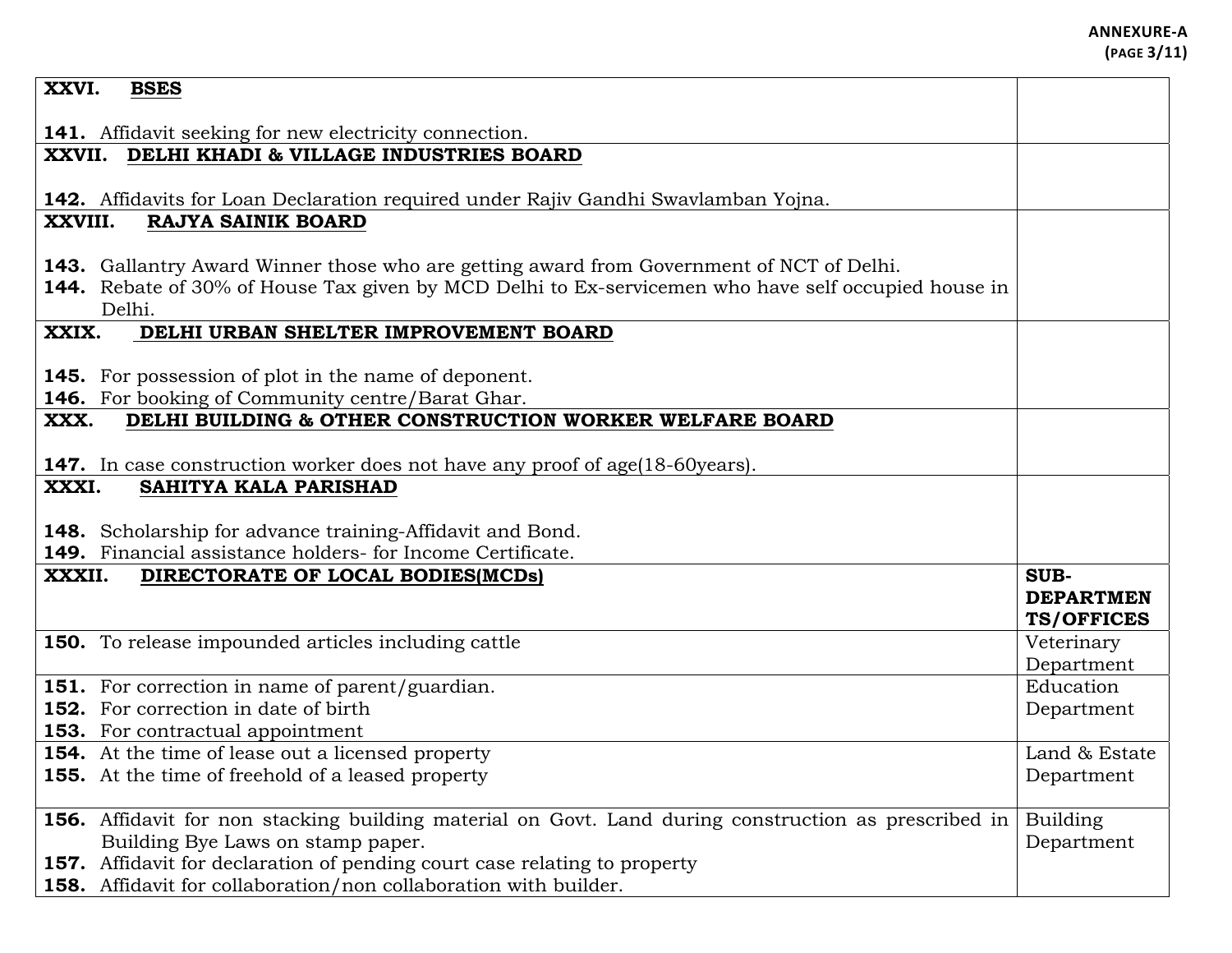ANNEXURE-A
(PAGE 3/11)

| | |
|---|---|
| **XXVI. BSES**<br><br>**141.** Affidavit seeking for new electricity connection. | |
| **XXVII. DELHI KHADI & VILLAGE INDUSTRIES BOARD**<br><br>**142.** Affidavits for Loan Declaration required under Rajiv Gandhi Swavlamban Yojna. | |
| **XXVIII. RAJYA SAINIK BOARD**<br><br>**143.** Gallantry Award Winner those who are getting award from Government of NCT of Delhi.<br>**144.** Rebate of 30% of House Tax given by MCD Delhi to Ex-servicemen who have self occupied house in Delhi. | |
| **XXIX. DELHI URBAN SHELTER IMPROVEMENT BOARD**<br><br>**145.** For possession of plot in the name of deponent.<br>**146.** For booking of Community centre/Barat Ghar. | |
| **XXX. DELHI BUILDING & OTHER CONSTRUCTION WORKER WELFARE BOARD**<br><br>**147.** In case construction worker does not have any proof of age(18-60years). | |
| **XXXI. SAHITYA KALA PARISHAD**<br><br>**148.** Scholarship for advance training-Affidavit and Bond.<br>**149.** Financial assistance holders- for Income Certificate. | |
| **XXXII. DIRECTORATE OF LOCAL BODIES(MCDs)** | **SUB-DEPARTMENTS/OFFICES** |
| **150.** To release impounded articles including cattle | Veterinary Department |
| **151.** For correction in name of parent/guardian.<br>**152.** For correction in date of birth<br>**153.** For contractual appointment | Education Department |
| **154.** At the time of lease out a licensed property<br>**155.** At the time of freehold of a leased property | Land & Estate Department |
| **156.** Affidavit for non stacking building material on Govt. Land during construction as prescribed in Building Bye Laws on stamp paper.<br>**157.** Affidavit for declaration of pending court case relating to property<br>**158.** Affidavit for collaboration/non collaboration with builder. | Building Department |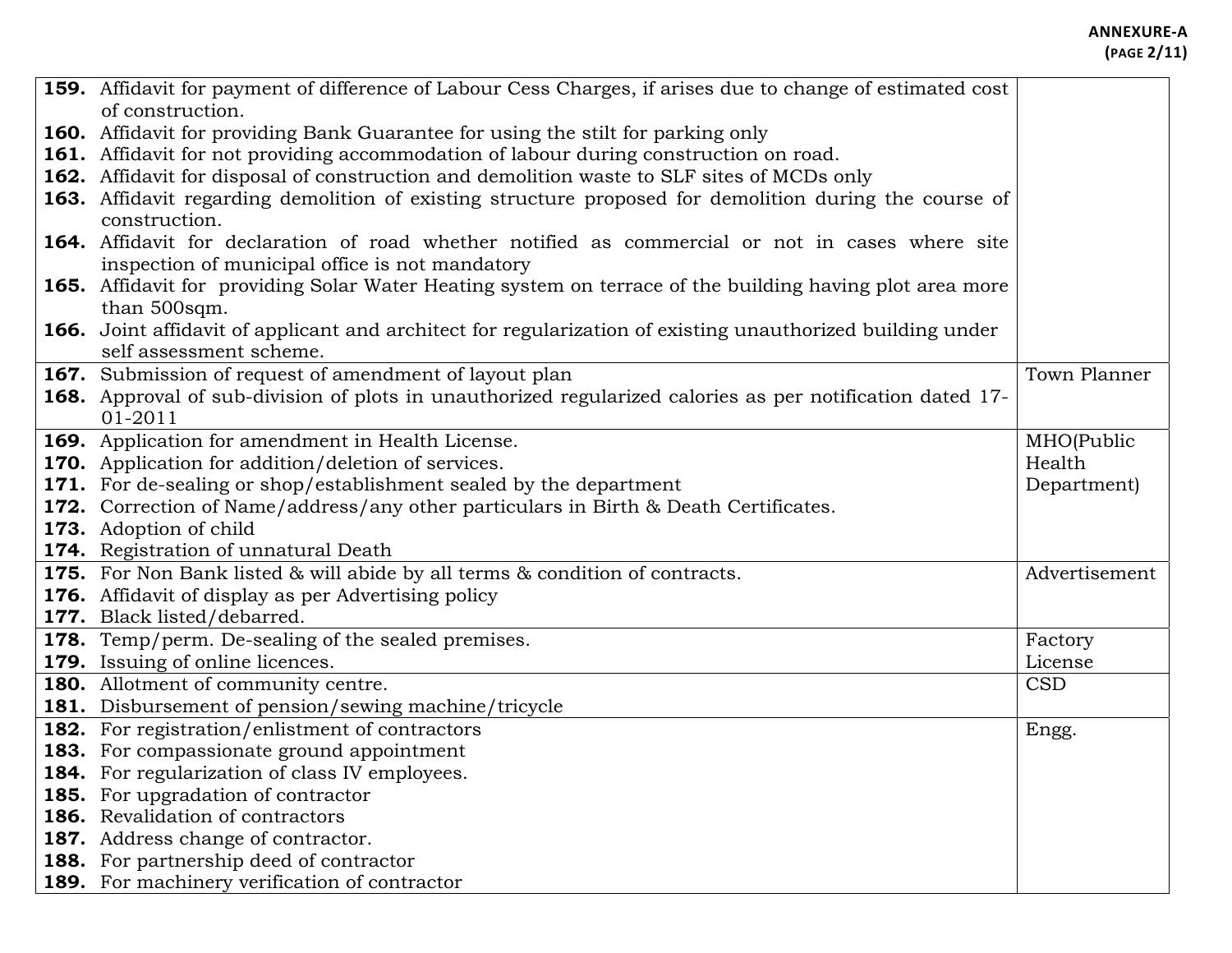**ANNEXURE-A**
**(PAGE 2/11)**

| | |
|---|---|
| **159.** Affidavit for payment of difference of Labour Cess Charges, if arises due to change of estimated cost of construction.<br>**160.** Affidavit for providing Bank Guarantee for using the stilt for parking only<br>**161.** Affidavit for not providing accommodation of labour during construction on road.<br>**162.** Affidavit for disposal of construction and demolition waste to SLF sites of MCDs only<br>**163.** Affidavit regarding demolition of existing structure proposed for demolition during the course of construction.<br>**164.** Affidavit for declaration of road whether notified as commercial or not in cases where site inspection of municipal office is not mandatory<br>**165.** Affidavit for providing Solar Water Heating system on terrace of the building having plot area more than 500sqm.<br>**166.** Joint affidavit of applicant and architect for regularization of existing unauthorized building under self assessment scheme. | |
| **167.** Submission of request of amendment of layout plan<br>**168.** Approval of sub-division of plots in unauthorized regularized calories as per notification dated 17-01-2011 | Town Planner |
| **169.** Application for amendment in Health License.<br>**170.** Application for addition/deletion of services.<br>**171.** For de-sealing or shop/establishment sealed by the department<br>**172.** Correction of Name/address/any other particulars in Birth & Death Certificates.<br>**173.** Adoption of child<br>**174.** Registration of unnatural Death | MHO(Public Health Department) |
| **175.** For Non Bank listed & will abide by all terms & condition of contracts.<br>**176.** Affidavit of display as per Advertising policy<br>**177.** Black listed/debarred. | Advertisement |
| **178.** Temp/perm. De-sealing of the sealed premises.<br>**179.** Issuing of online licences. | Factory License |
| **180.** Allotment of community centre.<br>**181.** Disbursement of pension/sewing machine/tricycle | CSD |
| **182.** For registration/enlistment of contractors<br>**183.** For compassionate ground appointment<br>**184.** For regularization of class IV employees.<br>**185.** For upgradation of contractor<br>**186.** Revalidation of contractors<br>**187.** Address change of contractor.<br>**188.** For partnership deed of contractor<br>**189.** For machinery verification of contractor | Engg. |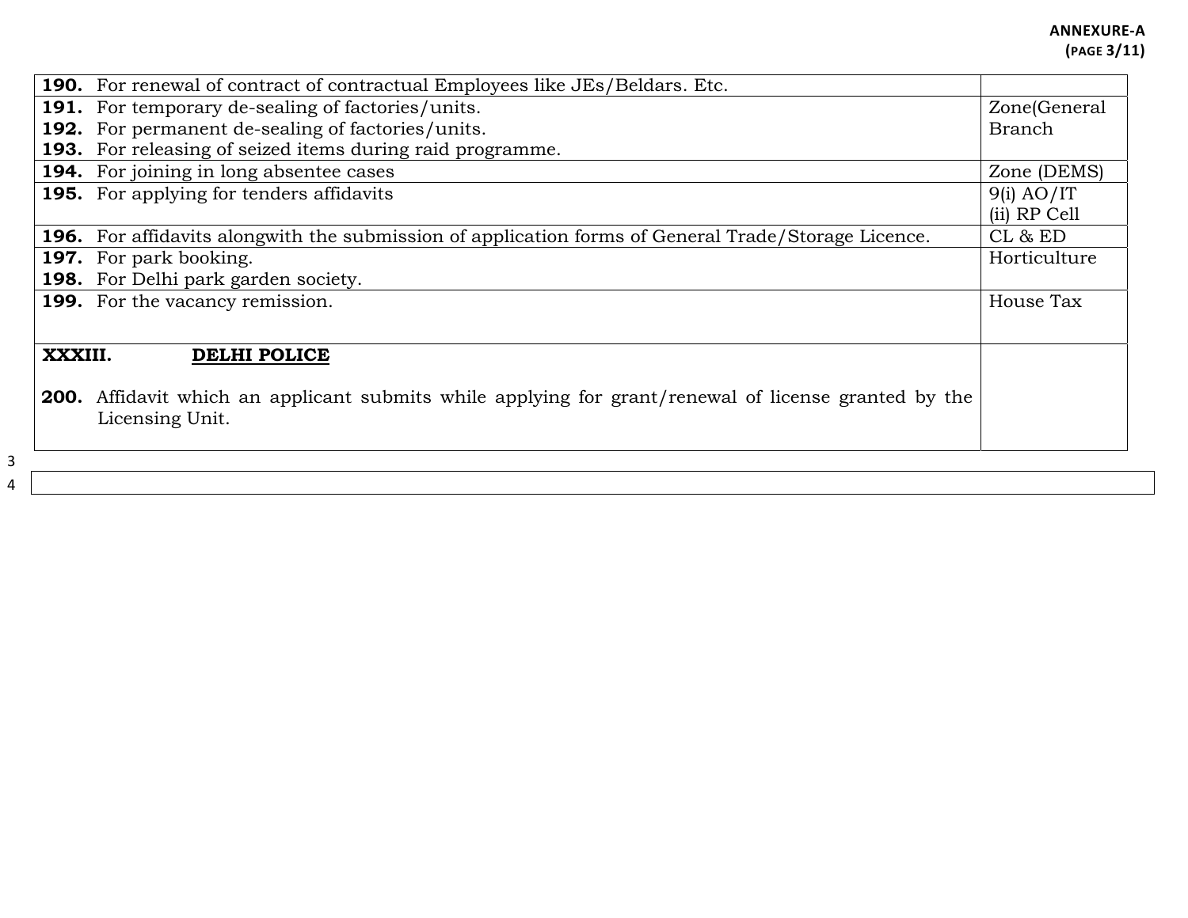ANNEXURE-A
(PAGE 3/11)

| | |
|---|---|
| **190.** For renewal of contract of contractual Employees like JEs/Beldars. Etc. | |
| **191.** For temporary de-sealing of factories/units.<br>**192.** For permanent de-sealing of factories/units.<br>**193.** For releasing of seized items during raid programme. | Zone(General Branch |
| **194.** For joining in long absentee cases | Zone (DEMS) |
| **195.** For applying for tenders affidavits | 9(i) AO/IT<br>(ii) RP Cell |
| **196.** For affidavits alongwith the submission of application forms of General Trade/Storage Licence. | CL & ED |
| **197.** For park booking.<br>**198.** For Delhi park garden society. | Horticulture |
| **199.** For the vacancy remission. | House Tax |
| **XXXIII. DELHI POLICE**<br><br>**200.** Affidavit which an applicant submits while applying for grant/renewal of license granted by the Licensing Unit. | |